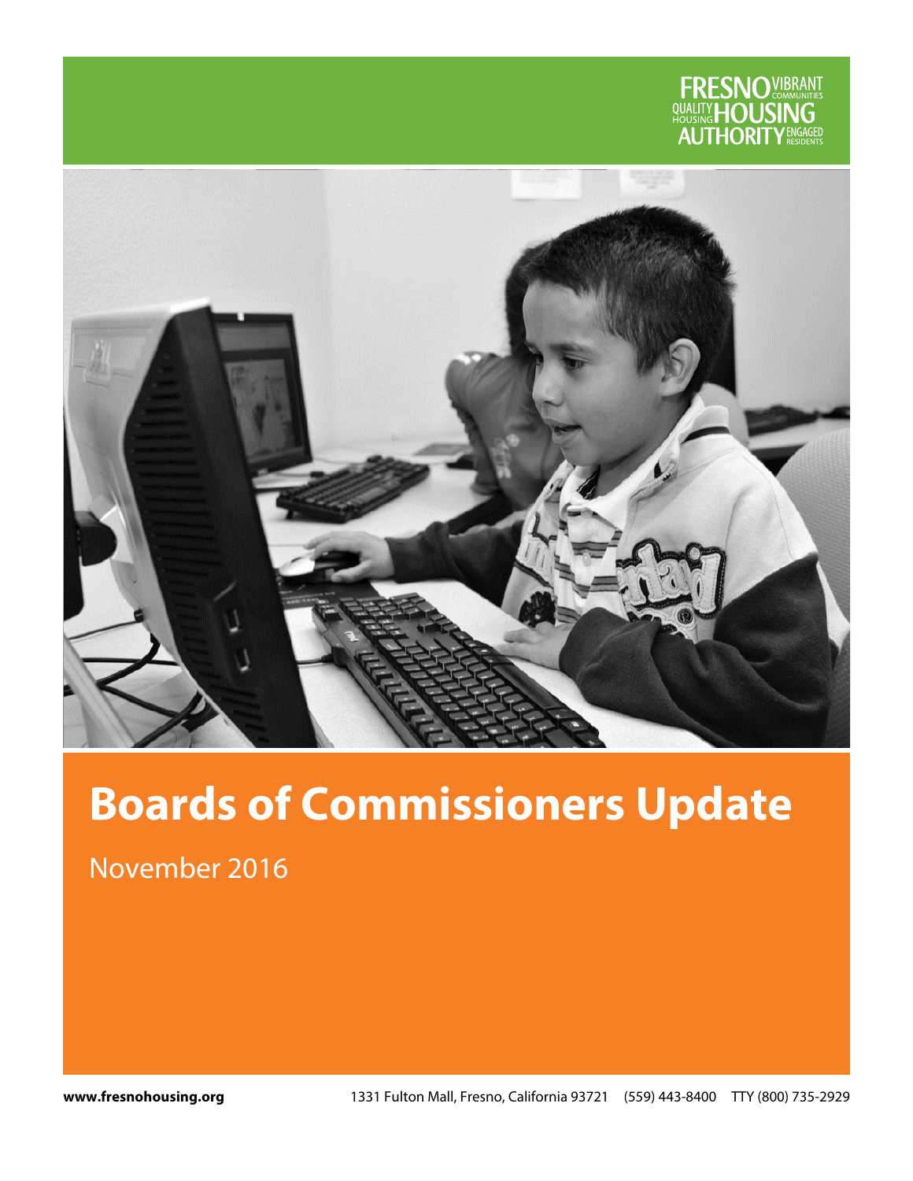FRESNO HOUSING AUTHORITY
VIBRANT COMMUNITIES · QUALITY HOUSING · ENGAGED RESIDENTS

# Boards of Commissioners Update

November 2016

**www.fresnohousing.org** 1331 Fulton Mall, Fresno, California 93721 (559) 443-8400 TTY (800) 735-2929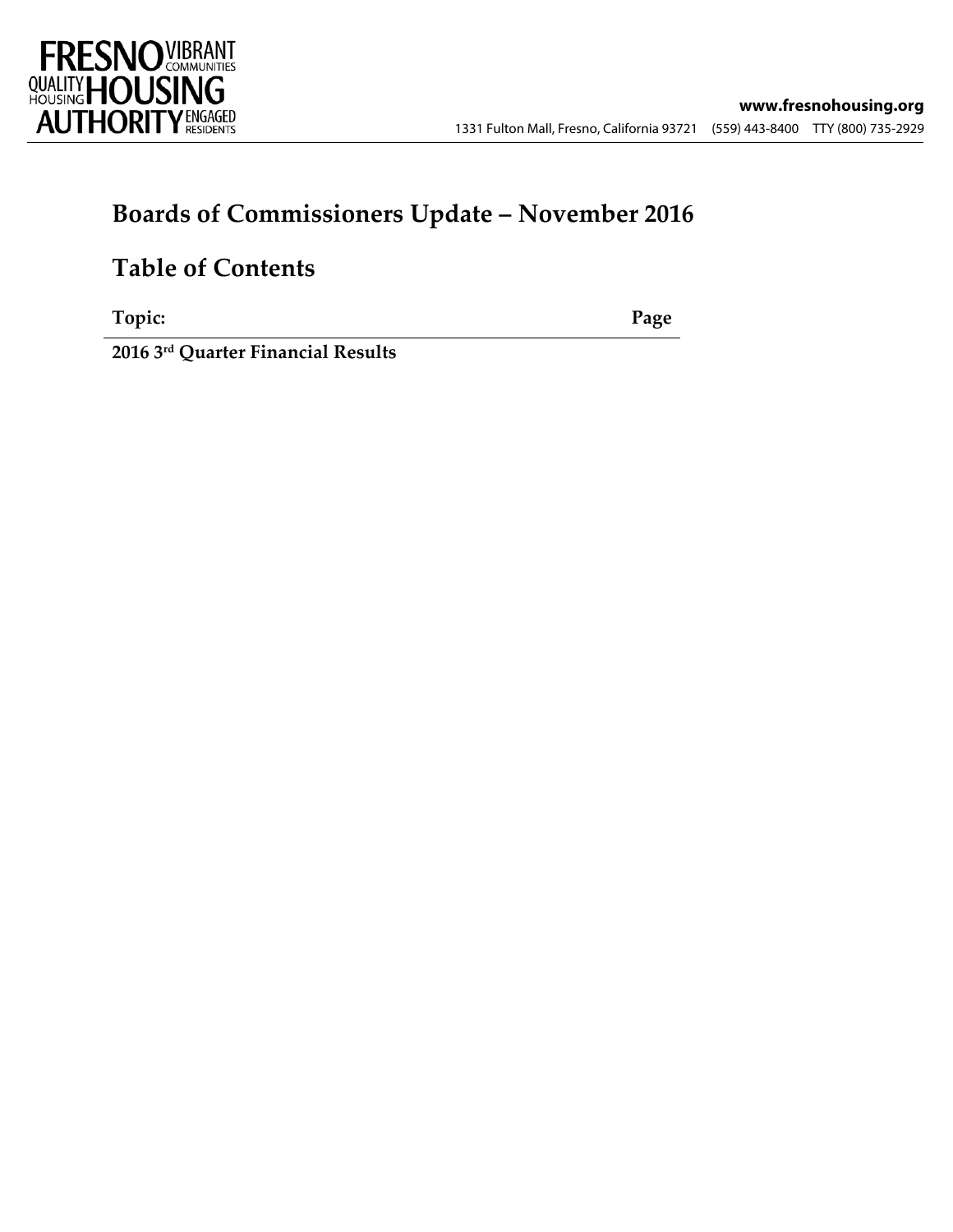**FRESNO HOUSING AUTHORITY** VIBRANT COMMUNITIES QUALITY HOUSING ENGAGED RESIDENTS

**www.fresnohousing.org**

1331 Fulton Mall, Fresno, California 93721 (559) 443-8400 TTY (800) 735-2929

# Boards of Commissioners Update – November 2016

# Table of Contents

| Topic: | Page |
|---|---|
| **2016 3rd Quarter Financial Results** | |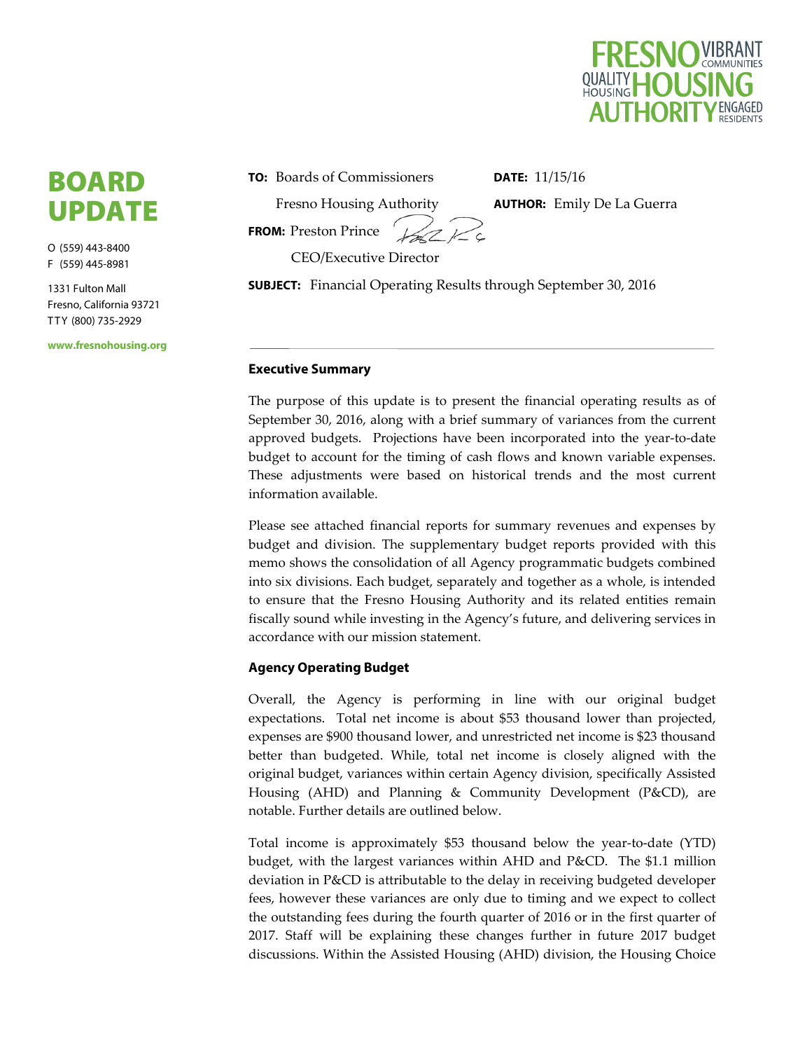# BOARD UPDATE

O (559) 443-8400
F (559) 445-8981

1331 Fulton Mall
Fresno, California 93721
TTY (800) 735-2929

www.fresnohousing.org

**TO:** Boards of Commissioners
Fresno Housing Authority

**DATE:** 11/15/16

**AUTHOR:** Emily De La Guerra

**FROM:** Preston Prince
CEO/Executive Director

**SUBJECT:** Financial Operating Results through September 30, 2016

---

**Executive Summary**

The purpose of this update is to present the financial operating results as of September 30, 2016, along with a brief summary of variances from the current approved budgets. Projections have been incorporated into the year-to-date budget to account for the timing of cash flows and known variable expenses. These adjustments were based on historical trends and the most current information available.

Please see attached financial reports for summary revenues and expenses by budget and division. The supplementary budget reports provided with this memo shows the consolidation of all Agency programmatic budgets combined into six divisions. Each budget, separately and together as a whole, is intended to ensure that the Fresno Housing Authority and its related entities remain fiscally sound while investing in the Agency's future, and delivering services in accordance with our mission statement.

**Agency Operating Budget**

Overall, the Agency is performing in line with our original budget expectations. Total net income is about $53 thousand lower than projected, expenses are $900 thousand lower, and unrestricted net income is $23 thousand better than budgeted. While, total net income is closely aligned with the original budget, variances within certain Agency division, specifically Assisted Housing (AHD) and Planning & Community Development (P&CD), are notable. Further details are outlined below.

Total income is approximately $53 thousand below the year-to-date (YTD) budget, with the largest variances within AHD and P&CD. The $1.1 million deviation in P&CD is attributable to the delay in receiving budgeted developer fees, however these variances are only due to timing and we expect to collect the outstanding fees during the fourth quarter of 2016 or in the first quarter of 2017. Staff will be explaining these changes further in future 2017 budget discussions. Within the Assisted Housing (AHD) division, the Housing Choice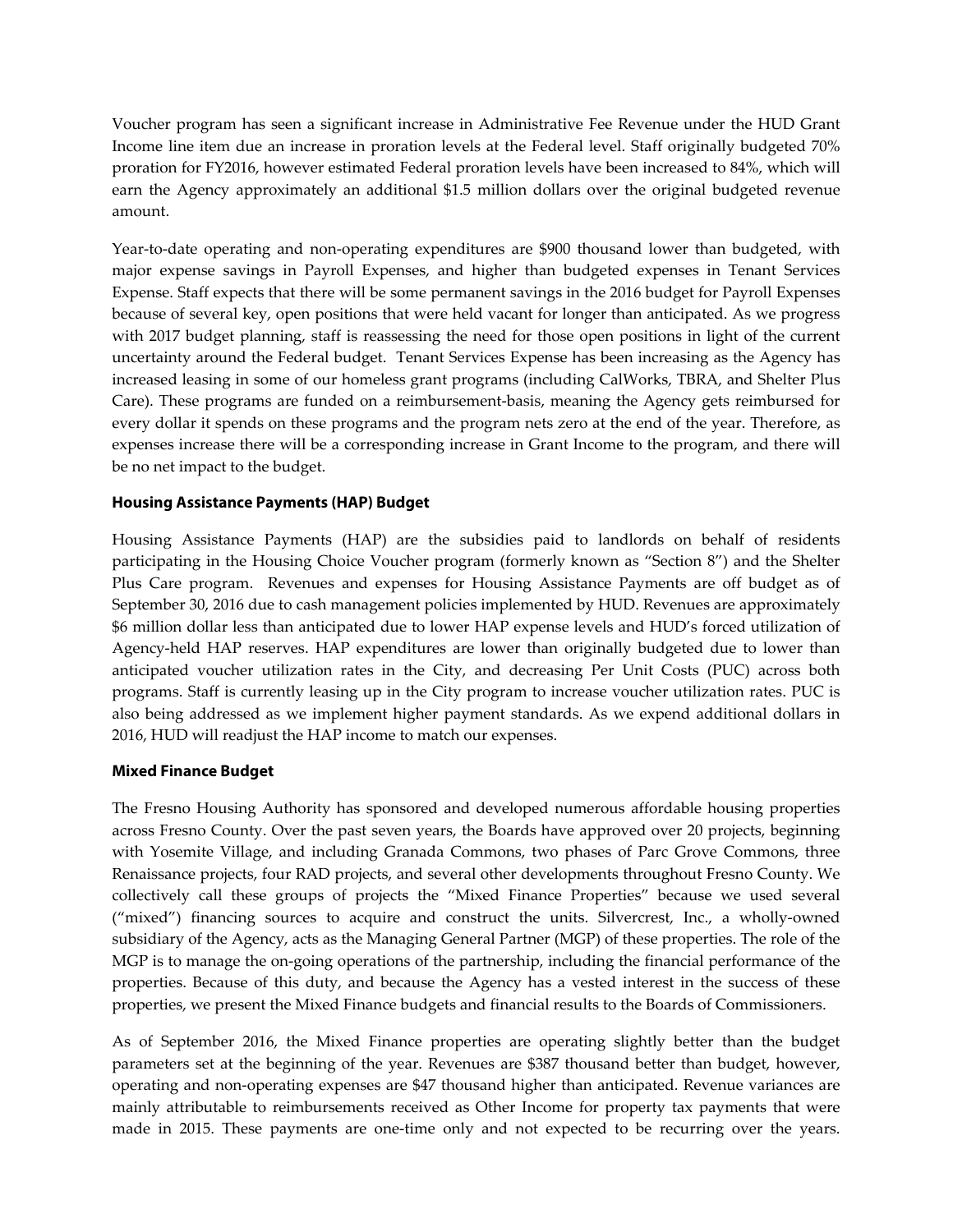Voucher program has seen a significant increase in Administrative Fee Revenue under the HUD Grant Income line item due an increase in proration levels at the Federal level. Staff originally budgeted 70% proration for FY2016, however estimated Federal proration levels have been increased to 84%, which will earn the Agency approximately an additional $1.5 million dollars over the original budgeted revenue amount.

Year-to-date operating and non-operating expenditures are $900 thousand lower than budgeted, with major expense savings in Payroll Expenses, and higher than budgeted expenses in Tenant Services Expense. Staff expects that there will be some permanent savings in the 2016 budget for Payroll Expenses because of several key, open positions that were held vacant for longer than anticipated. As we progress with 2017 budget planning, staff is reassessing the need for those open positions in light of the current uncertainty around the Federal budget. Tenant Services Expense has been increasing as the Agency has increased leasing in some of our homeless grant programs (including CalWorks, TBRA, and Shelter Plus Care). These programs are funded on a reimbursement-basis, meaning the Agency gets reimbursed for every dollar it spends on these programs and the program nets zero at the end of the year. Therefore, as expenses increase there will be a corresponding increase in Grant Income to the program, and there will be no net impact to the budget.

### Housing Assistance Payments (HAP) Budget

Housing Assistance Payments (HAP) are the subsidies paid to landlords on behalf of residents participating in the Housing Choice Voucher program (formerly known as "Section 8") and the Shelter Plus Care program. Revenues and expenses for Housing Assistance Payments are off budget as of September 30, 2016 due to cash management policies implemented by HUD. Revenues are approximately $6 million dollar less than anticipated due to lower HAP expense levels and HUD's forced utilization of Agency-held HAP reserves. HAP expenditures are lower than originally budgeted due to lower than anticipated voucher utilization rates in the City, and decreasing Per Unit Costs (PUC) across both programs. Staff is currently leasing up in the City program to increase voucher utilization rates. PUC is also being addressed as we implement higher payment standards. As we expend additional dollars in 2016, HUD will readjust the HAP income to match our expenses.

### Mixed Finance Budget

The Fresno Housing Authority has sponsored and developed numerous affordable housing properties across Fresno County. Over the past seven years, the Boards have approved over 20 projects, beginning with Yosemite Village, and including Granada Commons, two phases of Parc Grove Commons, three Renaissance projects, four RAD projects, and several other developments throughout Fresno County. We collectively call these groups of projects the "Mixed Finance Properties" because we used several ("mixed") financing sources to acquire and construct the units. Silvercrest, Inc., a wholly-owned subsidiary of the Agency, acts as the Managing General Partner (MGP) of these properties. The role of the MGP is to manage the on-going operations of the partnership, including the financial performance of the properties. Because of this duty, and because the Agency has a vested interest in the success of these properties, we present the Mixed Finance budgets and financial results to the Boards of Commissioners.

As of September 2016, the Mixed Finance properties are operating slightly better than the budget parameters set at the beginning of the year. Revenues are $387 thousand better than budget, however, operating and non-operating expenses are $47 thousand higher than anticipated. Revenue variances are mainly attributable to reimbursements received as Other Income for property tax payments that were made in 2015. These payments are one-time only and not expected to be recurring over the years.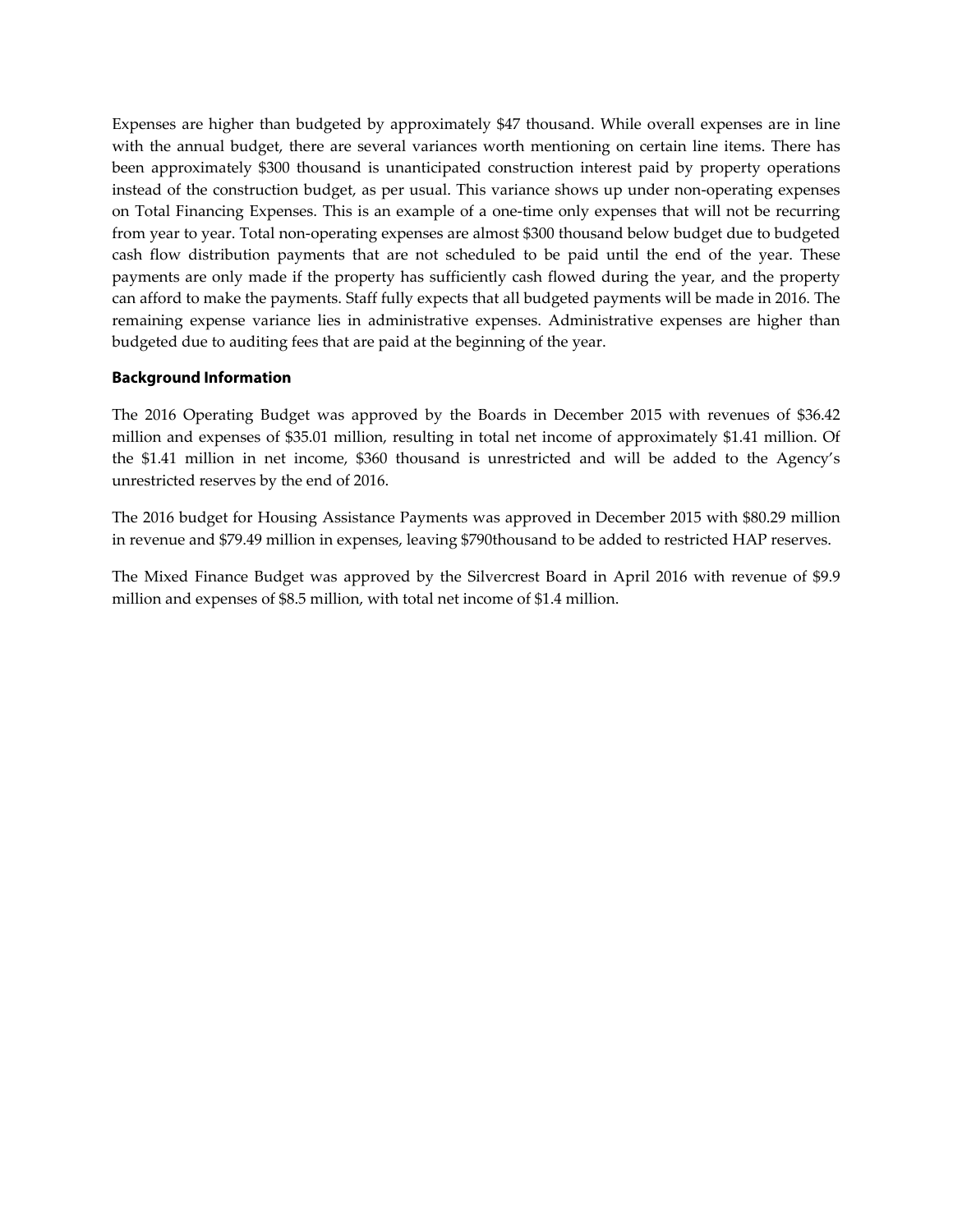Expenses are higher than budgeted by approximately $47 thousand. While overall expenses are in line with the annual budget, there are several variances worth mentioning on certain line items. There has been approximately $300 thousand is unanticipated construction interest paid by property operations instead of the construction budget, as per usual. This variance shows up under non-operating expenses on Total Financing Expenses. This is an example of a one-time only expenses that will not be recurring from year to year. Total non-operating expenses are almost $300 thousand below budget due to budgeted cash flow distribution payments that are not scheduled to be paid until the end of the year. These payments are only made if the property has sufficiently cash flowed during the year, and the property can afford to make the payments. Staff fully expects that all budgeted payments will be made in 2016. The remaining expense variance lies in administrative expenses. Administrative expenses are higher than budgeted due to auditing fees that are paid at the beginning of the year.

**Background Information**

The 2016 Operating Budget was approved by the Boards in December 2015 with revenues of $36.42 million and expenses of $35.01 million, resulting in total net income of approximately $1.41 million. Of the $1.41 million in net income, $360 thousand is unrestricted and will be added to the Agency's unrestricted reserves by the end of 2016.

The 2016 budget for Housing Assistance Payments was approved in December 2015 with $80.29 million in revenue and $79.49 million in expenses, leaving $790thousand to be added to restricted HAP reserves.

The Mixed Finance Budget was approved by the Silvercrest Board in April 2016 with revenue of $9.9 million and expenses of $8.5 million, with total net income of $1.4 million.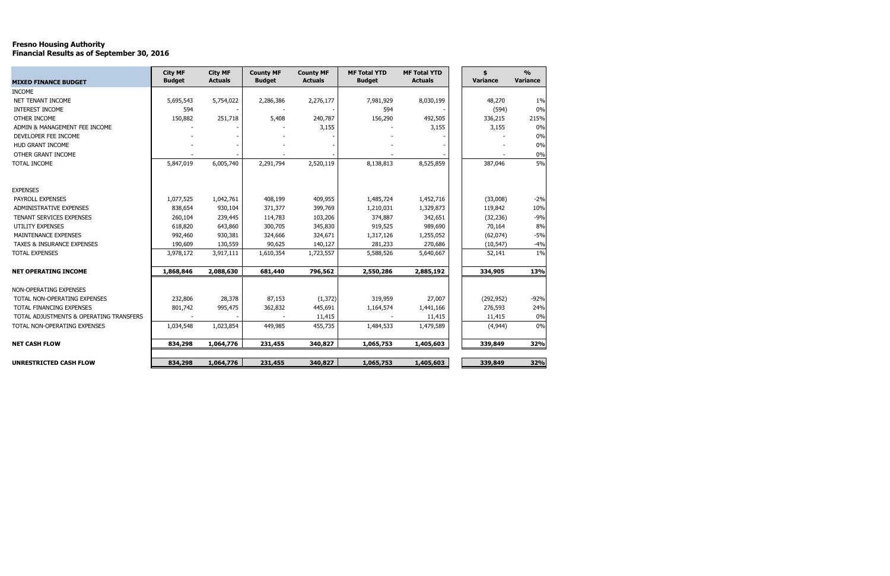**Fresno Housing Authority**
**Financial Results as of September 30, 2016**

| MIXED FINANCE BUDGET | City MF Budget | City MF Actuals | County MF Budget | County MF Actuals | MF Total YTD Budget | MF Total YTD Actuals | $ Variance | % Variance |
|---|---|---|---|---|---|---|---|---|
| INCOME | | | | | | | | |
| NET TENANT INCOME | 5,695,543 | 5,754,022 | 2,286,386 | 2,276,177 | 7,981,929 | 8,030,199 | 48,270 | 1% |
| INTEREST INCOME | 594 | - | - | - | 594 | - | (594) | 0% |
| OTHER INCOME | 150,882 | 251,718 | 5,408 | 240,787 | 156,290 | 492,505 | 336,215 | 215% |
| ADMIN & MANAGEMENT FEE INCOME | - | - | - | 3,155 | - | 3,155 | 3,155 | 0% |
| DEVELOPER FEE INCOME | - | - | - | - | - | - | - | 0% |
| HUD GRANT INCOME | - | - | - | - | - | - | - | 0% |
| OTHER GRANT INCOME | - | - | - | - | - | - | - | 0% |
| TOTAL INCOME | 5,847,019 | 6,005,740 | 2,291,794 | 2,520,119 | 8,138,813 | 8,525,859 | 387,046 | 5% |
| | | | | | | | | |
| EXPENSES | | | | | | | | |
| PAYROLL EXPENSES | 1,077,525 | 1,042,761 | 408,199 | 409,955 | 1,485,724 | 1,452,716 | (33,008) | -2% |
| ADMINISTRATIVE EXPENSES | 838,654 | 930,104 | 371,377 | 399,769 | 1,210,031 | 1,329,873 | 119,842 | 10% |
| TENANT SERVICES EXPENSES | 260,104 | 239,445 | 114,783 | 103,206 | 374,887 | 342,651 | (32,236) | -9% |
| UTILITY EXPENSES | 618,820 | 643,860 | 300,705 | 345,830 | 919,525 | 989,690 | 70,164 | 8% |
| MAINTENANCE EXPENSES | 992,460 | 930,381 | 324,666 | 324,671 | 1,317,126 | 1,255,052 | (62,074) | -5% |
| TAXES & INSURANCE EXPENSES | 190,609 | 130,559 | 90,625 | 140,127 | 281,233 | 270,686 | (10,547) | -4% |
| TOTAL EXPENSES | 3,978,172 | 3,917,111 | 1,610,354 | 1,723,557 | 5,588,526 | 5,640,667 | 52,141 | 1% |
| | | | | | | | | |
| **NET OPERATING INCOME** | **1,868,846** | **2,088,630** | **681,440** | **796,562** | **2,550,286** | **2,885,192** | **334,905** | **13%** |
| | | | | | | | | |
| NON-OPERATING EXPENSES | | | | | | | | |
| TOTAL NON-OPERATING EXPENSES | 232,806 | 28,378 | 87,153 | (1,372) | 319,959 | 27,007 | (292,952) | -92% |
| TOTAL FINANCING EXPENSES | 801,742 | 995,475 | 362,832 | 445,691 | 1,164,574 | 1,441,166 | 276,593 | 24% |
| TOTAL ADJUSTMENTS & OPERATING TRANSFERS | - | - | - | 11,415 | - | 11,415 | 11,415 | 0% |
| TOTAL NON-OPERATING EXPENSES | 1,034,548 | 1,023,854 | 449,985 | 455,735 | 1,484,533 | 1,479,589 | (4,944) | 0% |
| | | | | | | | | |
| **NET CASH FLOW** | **834,298** | **1,064,776** | **231,455** | **340,827** | **1,065,753** | **1,405,603** | **339,849** | **32%** |
| | | | | | | | | |
| **UNRESTRICTED CASH FLOW** | **834,298** | **1,064,776** | **231,455** | **340,827** | **1,065,753** | **1,405,603** | **339,849** | **32%** |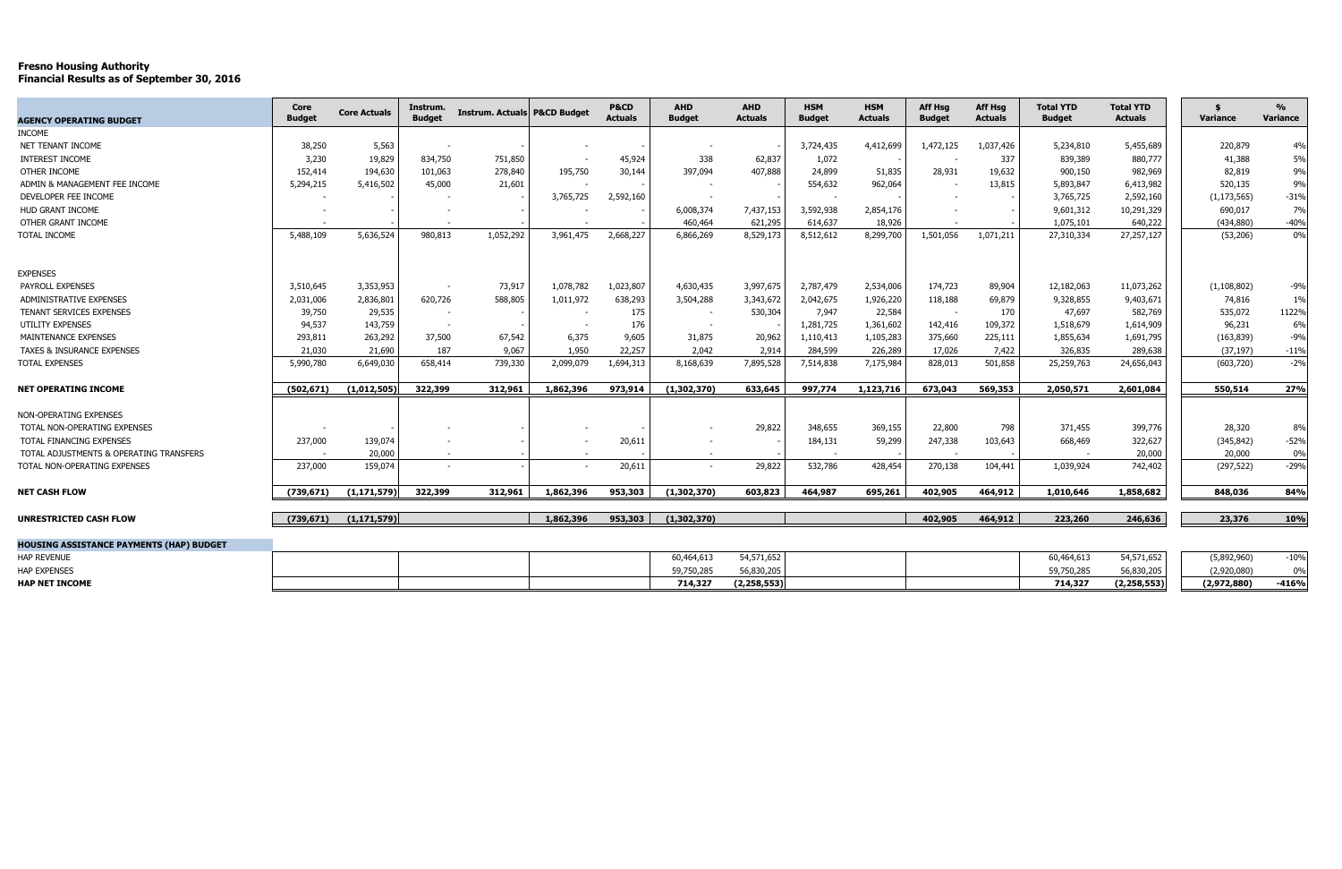**Fresno Housing Authority**
**Financial Results as of September 30, 2016**

| AGENCY OPERATING BUDGET | Core Budget | Core Actuals | Instrum. Budget | Instrum. Actuals | P&CD Budget | P&CD Actuals | AHD Budget | AHD Actuals | HSM Budget | HSM Actuals | Aff Hsg Budget | Aff Hsg Actuals | Total YTD Budget | Total YTD Actuals | $ Variance | % Variance |
|---|---|---|---|---|---|---|---|---|---|---|---|---|---|---|---|---|
| INCOME | | | | | | | | | | | | | | | | |
| NET TENANT INCOME | 38,250 | 5,563 | - | - | - | - | - | - | 3,724,435 | 4,412,699 | 1,472,125 | 1,037,426 | 5,234,810 | 5,455,689 | 220,879 | 4% |
| INTEREST INCOME | 3,230 | 19,829 | 834,750 | 751,850 | - | 45,924 | 338 | 62,837 | 1,072 | - | - | 337 | 839,389 | 880,777 | 41,388 | 5% |
| OTHER INCOME | 152,414 | 194,630 | 101,063 | 278,840 | 195,750 | 30,144 | 397,094 | 407,888 | 24,899 | 51,835 | 28,931 | 19,632 | 900,150 | 982,969 | 82,819 | 9% |
| ADMIN & MANAGEMENT FEE INCOME | 5,294,215 | 5,416,502 | 45,000 | 21,601 | - | - | - | - | 554,632 | 962,064 | - | 13,815 | 5,893,847 | 6,413,982 | 520,135 | 9% |
| DEVELOPER FEE INCOME | - | - | - | - | 3,765,725 | 2,592,160 | - | - | - | - | - | - | 3,765,725 | 2,592,160 | (1,173,565) | -31% |
| HUD GRANT INCOME | - | - | - | - | - | - | 6,008,374 | 7,437,153 | 3,592,938 | 2,854,176 | - | - | 9,601,312 | 10,291,329 | 690,017 | 7% |
| OTHER GRANT INCOME | - | - | - | - | - | - | 460,464 | 621,295 | 614,637 | 18,926 | - | - | 1,075,101 | 640,222 | (434,880) | -40% |
| TOTAL INCOME | 5,488,109 | 5,636,524 | 980,813 | 1,052,292 | 3,961,475 | 2,668,227 | 6,866,269 | 8,529,173 | 8,512,612 | 8,299,700 | 1,501,056 | 1,071,211 | 27,310,334 | 27,257,127 | (53,206) | 0% |
| EXPENSES | | | | | | | | | | | | | | | | |
| PAYROLL EXPENSES | 3,510,645 | 3,353,953 | - | 73,917 | 1,078,782 | 1,023,807 | 4,630,435 | 3,997,675 | 2,787,479 | 2,534,006 | 174,723 | 89,904 | 12,182,063 | 11,073,262 | (1,108,802) | -9% |
| ADMINISTRATIVE EXPENSES | 2,031,006 | 2,836,801 | 620,726 | 588,805 | 1,011,972 | 638,293 | 3,504,288 | 3,343,672 | 2,042,675 | 1,926,220 | 118,188 | 69,879 | 9,328,855 | 9,403,671 | 74,816 | 1% |
| TENANT SERVICES EXPENSES | 39,750 | 29,535 | - | - | - | 175 | - | 530,304 | 7,947 | 22,584 | - | 170 | 47,697 | 582,769 | 535,072 | 1122% |
| UTILITY EXPENSES | 94,537 | 143,759 | - | - | - | 176 | - | - | 1,281,725 | 1,361,602 | 142,416 | 109,372 | 1,518,679 | 1,614,909 | 96,231 | 6% |
| MAINTENANCE EXPENSES | 293,811 | 263,292 | 37,500 | 67,542 | 6,375 | 9,605 | 31,875 | 20,962 | 1,110,413 | 1,105,283 | 375,660 | 225,111 | 1,855,634 | 1,691,795 | (163,839) | -9% |
| TAXES & INSURANCE EXPENSES | 21,030 | 21,690 | 187 | 9,067 | 1,950 | 22,257 | 2,042 | 2,914 | 284,599 | 226,289 | 17,026 | 7,422 | 326,835 | 289,638 | (37,197) | -11% |
| TOTAL EXPENSES | 5,990,780 | 6,649,030 | 658,414 | 739,330 | 2,099,079 | 1,694,313 | 8,168,639 | 7,895,528 | 7,514,838 | 7,175,984 | 828,013 | 501,858 | 25,259,763 | 24,656,043 | (603,720) | -2% |
| **NET OPERATING INCOME** | **(502,671)** | **(1,012,505)** | **322,399** | **312,961** | **1,862,396** | **973,914** | **(1,302,370)** | **633,645** | **997,774** | **1,123,716** | **673,043** | **569,353** | **2,050,571** | **2,601,084** | **550,514** | **27%** |
| NON-OPERATING EXPENSES | | | | | | | | | | | | | | | | |
| TOTAL NON-OPERATING EXPENSES | - | - | - | - | - | - | - | 29,822 | 348,655 | 369,155 | 22,800 | 798 | 371,455 | 399,776 | 28,320 | 8% |
| TOTAL FINANCING EXPENSES | 237,000 | 139,074 | - | - | - | 20,611 | - | - | 184,131 | 59,299 | 247,338 | 103,643 | 668,469 | 322,627 | (345,842) | -52% |
| TOTAL ADJUSTMENTS & OPERATING TRANSFERS | - | 20,000 | - | - | - | - | - | - | - | - | - | - | - | 20,000 | 20,000 | 0% |
| TOTAL NON-OPERATING EXPENSES | 237,000 | 159,074 | - | - | - | 20,611 | - | 29,822 | 532,786 | 428,454 | 270,138 | 104,441 | 1,039,924 | 742,402 | (297,522) | -29% |
| **NET CASH FLOW** | **(739,671)** | **(1,171,579)** | **322,399** | **312,961** | **1,862,396** | **953,303** | **(1,302,370)** | **603,823** | **464,987** | **695,261** | **402,905** | **464,912** | **1,010,646** | **1,858,682** | **848,036** | **84%** |
| **UNRESTRICTED CASH FLOW** | **(739,671)** | **(1,171,579)** | | | **1,862,396** | **953,303** | **(1,302,370)** | | | | **402,905** | **464,912** | **223,260** | **246,636** | **23,376** | **10%** |
| **HOUSING ASSISTANCE PAYMENTS (HAP) BUDGET** | | | | | | | | | | | | | | | | |
| HAP REVENUE | | | | | | | 60,464,613 | 54,571,652 | | | | | 60,464,613 | 54,571,652 | (5,892,960) | -10% |
| HAP EXPENSES | | | | | | | 59,750,285 | 56,830,205 | | | | | 59,750,285 | 56,830,205 | (2,920,080) | 0% |
| **HAP NET INCOME** | | | | | | | **714,327** | **(2,258,553)** | | | | | **714,327** | **(2,258,553)** | **(2,972,880)** | **-416%** |